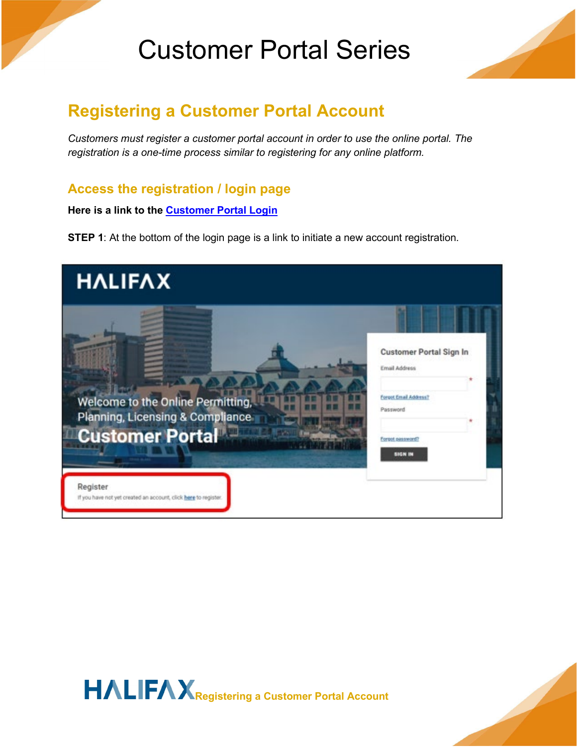# Customer Portal Series

## Registering a Customer Portal Account

*Customers must register a customer portal account in order to use the online portal. The registration is a one-time process similar to registering for any online platform.*

### Access the registration / login page

**Here is a link to the Customer Portal Login**

**STEP 1**: At the bottom of the login page is a link to initiate a new account registration.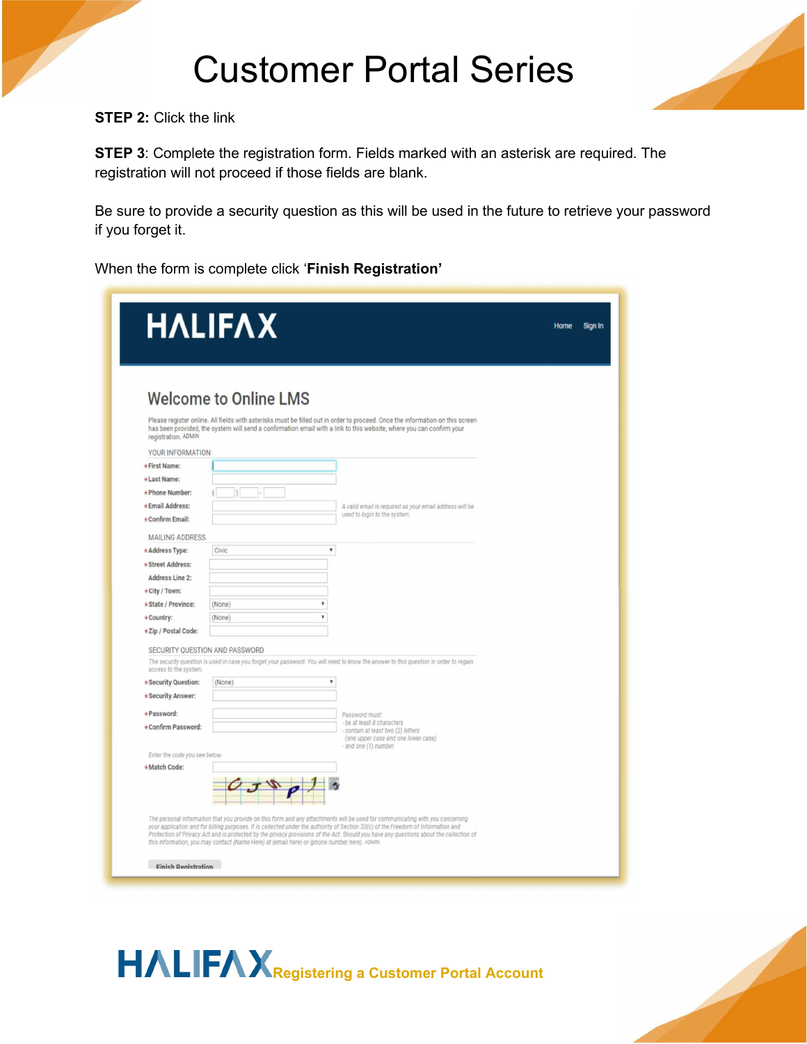# Customer Portal Series

**STEP 2:** Click the link

**STEP 3**: Complete the registration form. Fields marked with an asterisk are required. The registration will not proceed if those fields are blank.

Be sure to provide a security question as this will be used in the future to retrieve your password if you forget it.

When the form is complete click '**Finish Registration'**

HALIFAX

Home Sign In

## Welcome to Online LMS

Please register online. All fields with asterisks must be filled out in order to proceed. Once the information on this screen has been provided, the system will send a confirmation email with a link to this website, where you can confirm your registration. ADMIN

YOUR INFORMATION

- *First Name:
- *Last Name:
- *Phone Number: ( ) -
- *Email Address:
- *Confirm Email:

*A valid email is required as your email address will be used to login to the system.*

MAILING ADDRESS

- *Address Type: Civic
- *Street Address:
- Address Line 2:
- *City / Town:
- *State / Province: (None)
- *Country: (None)
- *Zip / Postal Code:

SECURITY QUESTION AND PASSWORD

*The security question is used in case you forget your password. You will need to know the answer to this question in order to regain access to the system.*

- *Security Question: (None)
- *Security Answer:
- *Password:
- *Confirm Password:

*Password must:*
*- be at least 8 characters*
*- contain at least two (2) letters (one upper case and one lower case)*
*- and one (1) number.*

*Enter the code you see below.*

- *Match Code:

*The personal information that you provide on this form and any attachments will be used for communicating with you concerning your application and for billing purposes. It is collected under the authority of Section 33(c) of the Freedom of Information and Protection of Privacy Act and is protected by the privacy provisions of the Act. Should you have any questions about the collection of this information, you may contact (Name Here) at (email here) or (phone number here).* ADMIN

Finish Registration

HALIFAX Registering a Customer Portal Account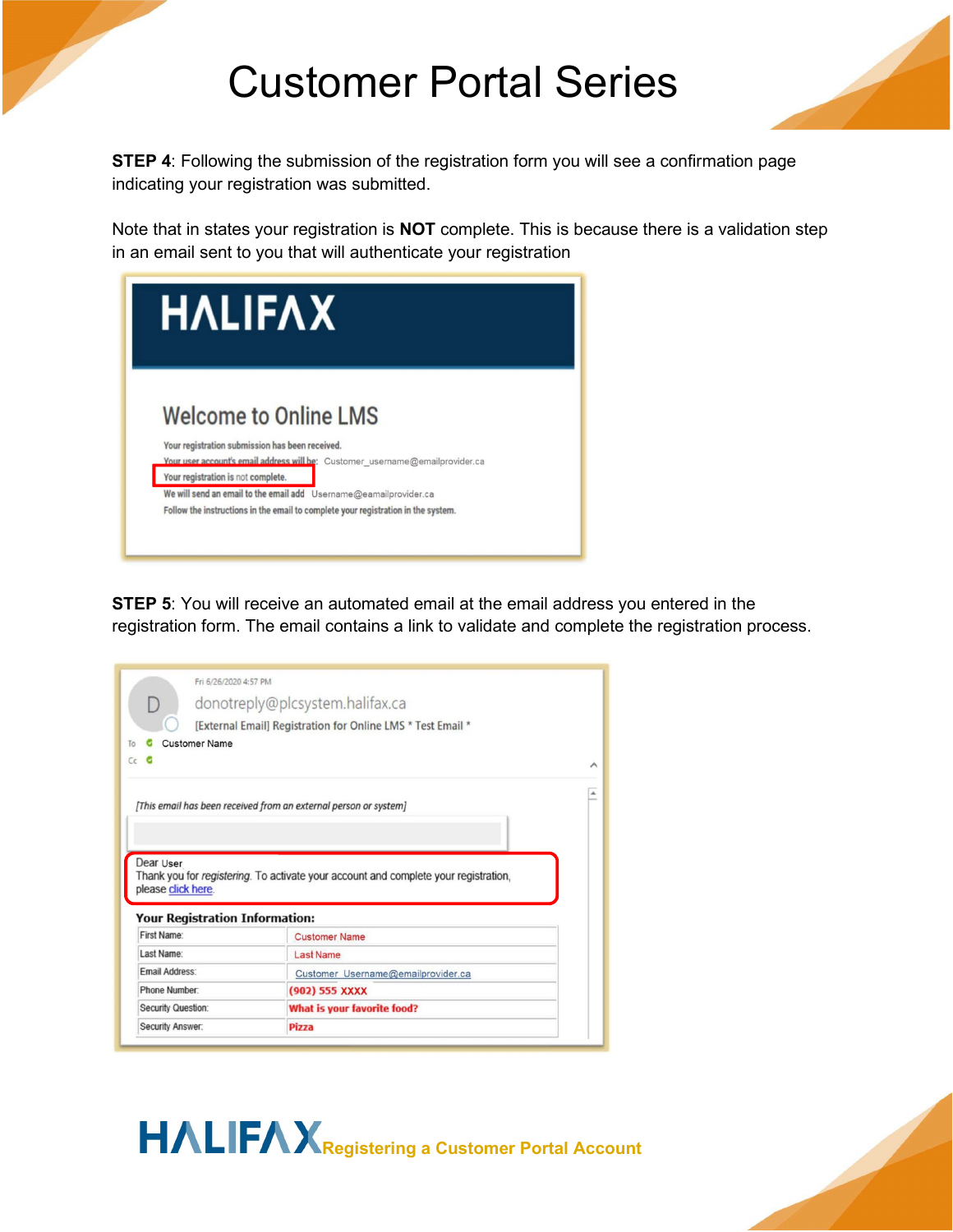# Customer Portal Series

**STEP 4**: Following the submission of the registration form you will see a confirmation page indicating your registration was submitted.

Note that in states your registration is **NOT** complete. This is because there is a validation step in an email sent to you that will authenticate your registration

HALIFAX

Welcome to Online LMS

Your registration submission has been received.
Your user account's email address will be: Customer_username@emailprovider.ca
Your registration is not complete.
We will send an email to the email add Username@eamailprovider.ca
Follow the instructions in the email to complete your registration in the system.

**STEP 5**: You will receive an automated email at the email address you entered in the registration form. The email contains a link to validate and complete the registration process.

Fri 6/26/2020 4:57 PM
donotreply@plcsystem.halifax.ca
[External Email] Registration for Online LMS * Test Email *
To Customer Name
Cc

[This email has been received from an external person or system]

Dear User
Thank you for registering. To activate your account and complete your registration, please click here.

**Your Registration Information:**

| | |
|---|---|
| First Name: | Customer Name |
| Last Name: | Last Name |
| Email Address: | Customer_Username@emailprovider.ca |
| Phone Number: | (902) 555 XXXX |
| Security Question: | What is your favorite food? |
| Security Answer: | Pizza |

HALIFAX Registering a Customer Portal Account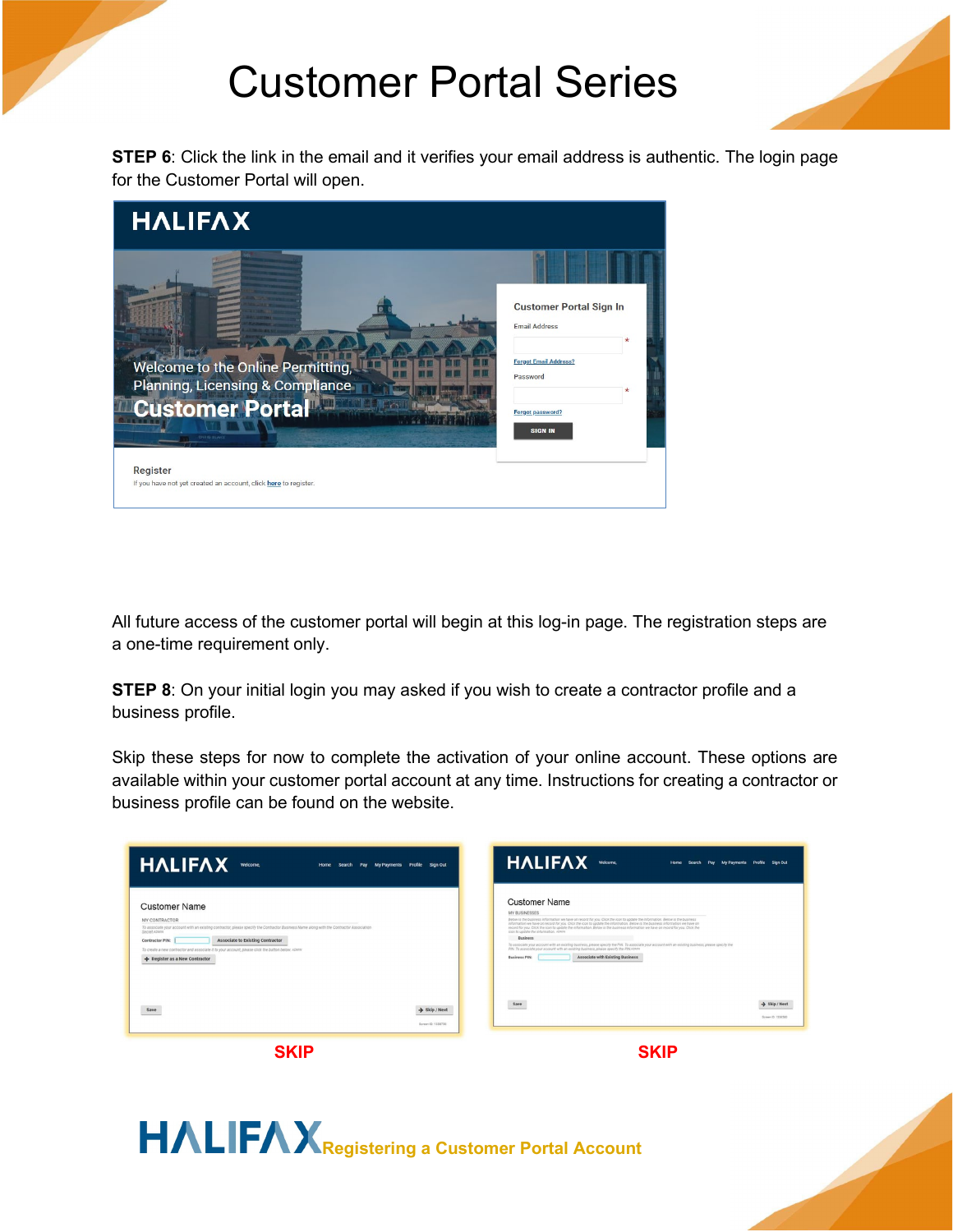# Customer Portal Series

**STEP 6**: Click the link in the email and it verifies your email address is authentic. The login page for the Customer Portal will open.

All future access of the customer portal will begin at this log-in page. The registration steps are a one-time requirement only.

**STEP 8**: On your initial login you may asked if you wish to create a contractor profile and a business profile.

Skip these steps for now to complete the activation of your online account. These options are available within your customer portal account at any time. Instructions for creating a contractor or business profile can be found on the website.

**SKIP** **SKIP**

HALIFAX Registering a Customer Portal Account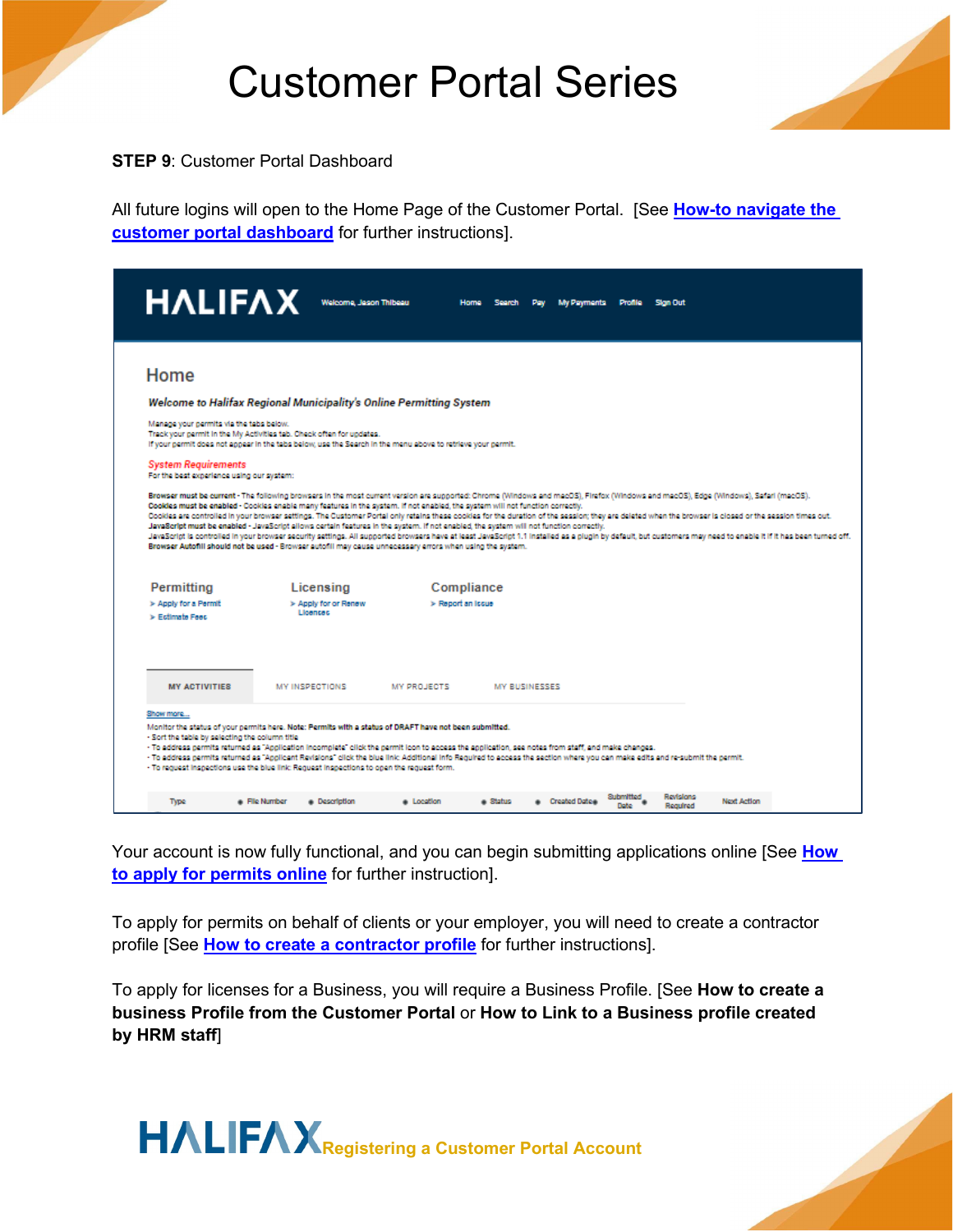**STEP 9**: Customer Portal Dashboard

All future logins will open to the Home Page of the Customer Portal. [See **How-to navigate the customer portal dashboard** for further instructions].

Your account is now fully functional, and you can begin submitting applications online [See **How to apply for permits online** for further instruction].

To apply for permits on behalf of clients or your employer, you will need to create a contractor profile [See **How to create a contractor profile** for further instructions].

To apply for licenses for a Business, you will require a Business Profile. [See **How to create a business Profile from the Customer Portal** or **How to Link to a Business profile created by HRM staff**]